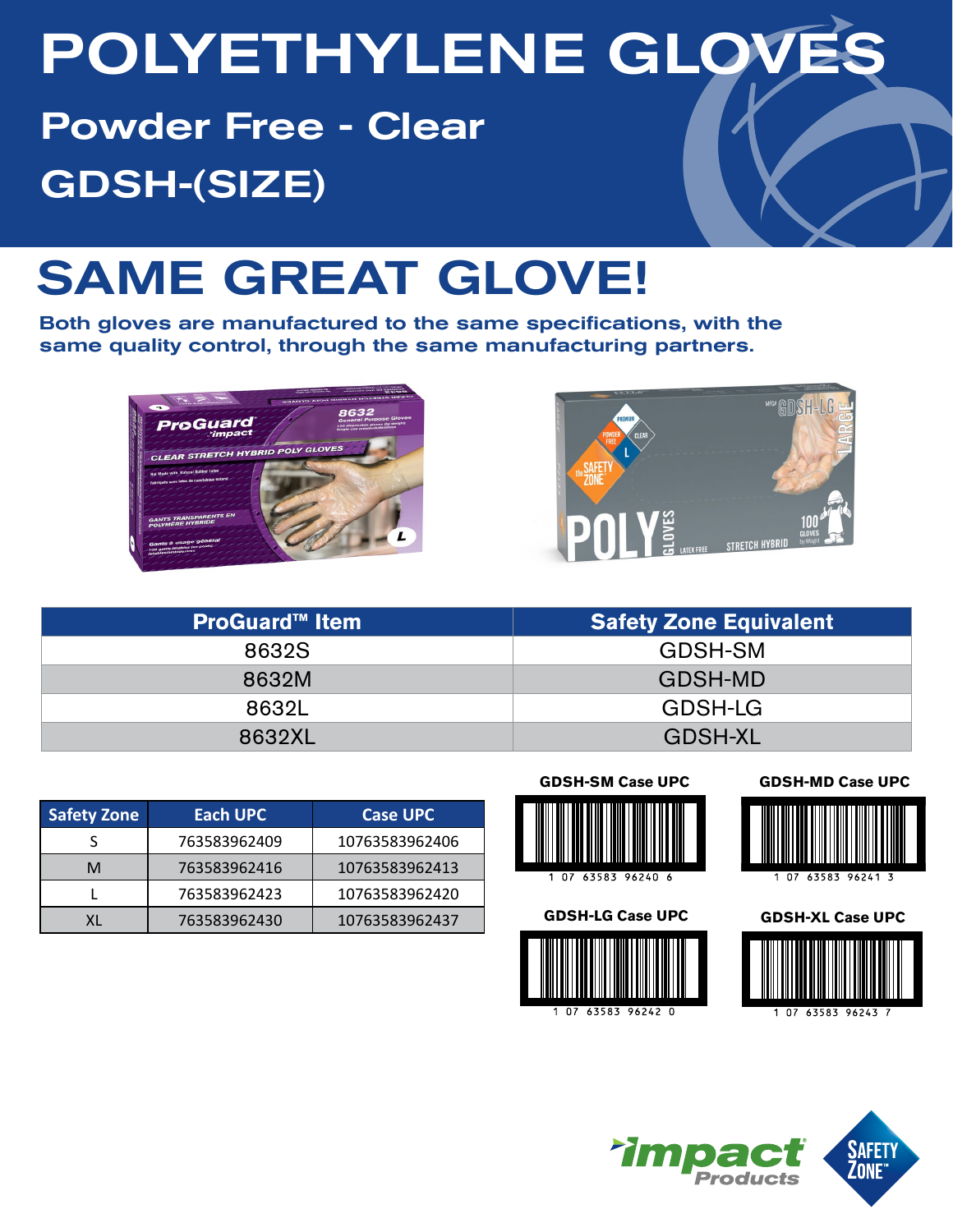# POLYETHYLENE GLOVES

## Powder Free - Clear

## GDSH-(SIZE)

# SAME GREAT GLOVE!

**Both gloves are manufactured to the same specifications, with the same quality control, through the same manufacturing partners.**

| ProGuard™ Item | Safety Zone Equivalent |
|---|---|
| 8632S | GDSH-SM |
| 8632M | GDSH-MD |
| 8632L | GDSH-LG |
| 8632XL | GDSH-XL |

| Safety Zone | Each UPC | Case UPC |
|---|---|---|
| S | 763583962409 | 10763583962406 |
| M | 763583962416 | 10763583962413 |
| L | 763583962423 | 10763583962420 |
| XL | 763583962430 | 10763583962437 |

**GDSH-SM Case UPC**

1 07 63583 96240 6

**GDSH-MD Case UPC**

1 07 63583 96241 3

**GDSH-LG Case UPC**

1 07 63583 96242 0

**GDSH-XL Case UPC**

1 07 63583 96243 7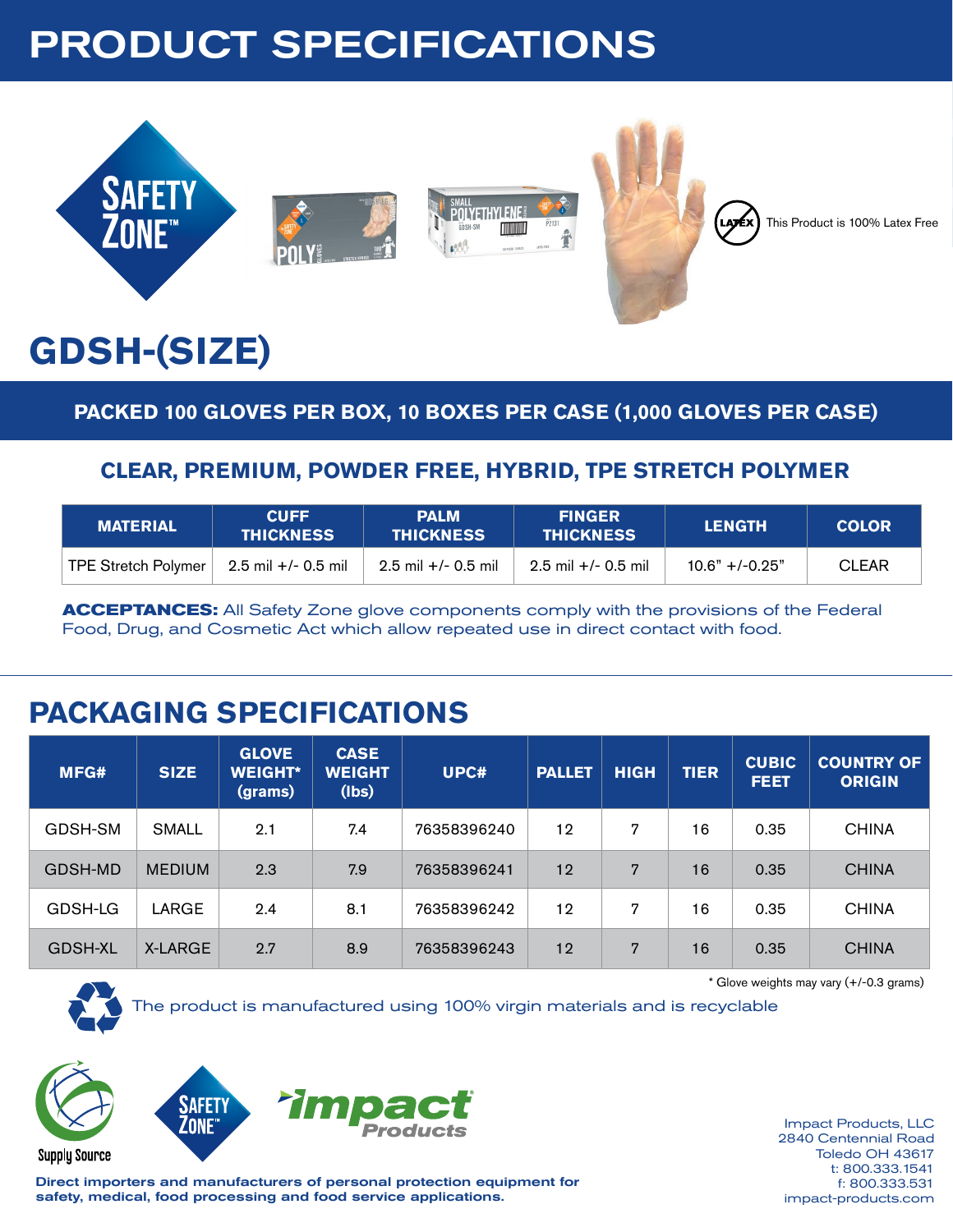# PRODUCT SPECIFICATIONS

This Product is 100% Latex Free

## GDSH-(SIZE)

**PACKED 100 GLOVES PER BOX, 10 BOXES PER CASE (1,000 GLOVES PER CASE)**

### CLEAR, PREMIUM, POWDER FREE, HYBRID, TPE STRETCH POLYMER

| MATERIAL | CUFF THICKNESS | PALM THICKNESS | FINGER THICKNESS | LENGTH | COLOR |
|---|---|---|---|---|---|
| TPE Stretch Polymer | 2.5 mil +/- 0.5 mil | 2.5 mil +/- 0.5 mil | 2.5 mil +/- 0.5 mil | 10.6" +/-0.25" | CLEAR |

**ACCEPTANCES:** All Safety Zone glove components comply with the provisions of the Federal Food, Drug, and Cosmetic Act which allow repeated use in direct contact with food.

## PACKAGING SPECIFICATIONS

| MFG# | SIZE | GLOVE WEIGHT* (grams) | CASE WEIGHT (lbs) | UPC# | PALLET | HIGH | TIER | CUBIC FEET | COUNTRY OF ORIGIN |
|---|---|---|---|---|---|---|---|---|---|
| GDSH-SM | SMALL | 2.1 | 7.4 | 76358396240 | 12 | 7 | 16 | 0.35 | CHINA |
| GDSH-MD | MEDIUM | 2.3 | 7.9 | 76358396241 | 12 | 7 | 16 | 0.35 | CHINA |
| GDSH-LG | LARGE | 2.4 | 8.1 | 76358396242 | 12 | 7 | 16 | 0.35 | CHINA |
| GDSH-XL | X-LARGE | 2.7 | 8.9 | 76358396243 | 12 | 7 | 16 | 0.35 | CHINA |

\* Glove weights may vary (+/-0.3 grams)

The product is manufactured using 100% virgin materials and is recyclable

**Direct importers and manufacturers of personal protection equipment for safety, medical, food processing and food service applications.**

Impact Products, LLC
2840 Centennial Road
Toledo OH 43617
t: 800.333.1541
f: 800.333.531
impact-products.com